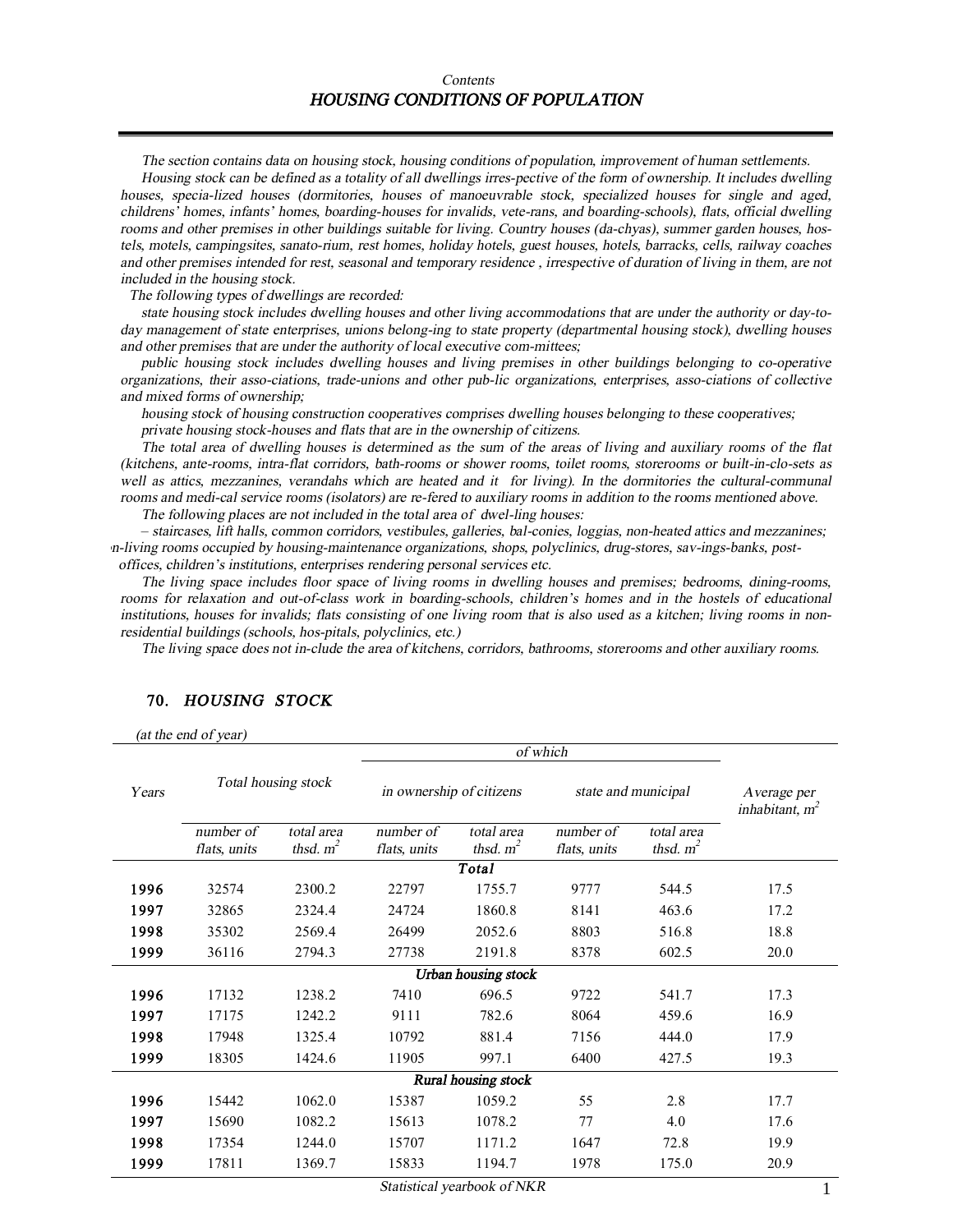Contents

# HOUSING CONDITIONS OF POPULATION

*The section contains data on housing stock, housing conditions of population, improvement of human settlements.*

*Housing stock can be defined as a totality of all dwellings irres-pective of the form of ownership. It includes dwelling houses, specia-lized houses (dormitories, houses of manoeuvrable stock, specialized houses for single and aged, childrens' homes, infants' homes, boarding-houses for invalids, vete-rans, and boarding-schools), flats, official dwelling rooms and other premises in other buildings suitable for living. Country houses (da-chyas), summer garden houses, hos-tels, motels, campingsites, sanato-rium, rest homes, holiday hotels, guest houses, hotels, barracks, cells, railway coaches and other premises intended for rest, seasonal and temporary residence , irrespective of duration of living in them, are not included in the housing stock.*

*The following types of dwellings are recorded:*

*state housing stock includes dwelling houses and other living accommodations that are under the authority or day-to-day management of state enterprises, unions belong-ing to state property (departmental housing stock), dwelling houses and other premises that are under the authority of local executive com-mittees;*

*public housing stock includes dwelling houses and living premises in other buildings belonging to co-operative organizations, their asso-ciations, trade-unions and other pub-lic organizations, enterprises, asso-ciations of collective and mixed forms of ownership;*

*housing stock of housing construction cooperatives comprises dwelling houses belonging to these cooperatives;*

*private housing stock-houses and flats that are in the ownership of citizens.*

*The total area of dwelling houses is determined as the sum of the areas of living and auxiliary rooms of the flat (kitchens, ante-rooms, intra-flat corridors, bath-rooms or shower rooms, toilet rooms, storerooms or built-in-clo-sets as well as attics, mezzanines, verandahs which are heated and it for living). In the dormitories the cultural-communal rooms and medi-cal service rooms (isolators) are re-fered to auxiliary rooms in addition to the rooms mentioned above.*

*The following places are not included in the total area of dwel-ling houses:*

*– staircases, lift halls, common corridors, vestibules, galleries, bal-conies, loggias, non-heated attics and mezzanines; non-living rooms occupied by housing-maintenance organizations, shops, polyclinics, drug-stores, sav-ings-banks, post-offices, children's institutions, enterprises rendering personal services etc.*

*The living space includes floor space of living rooms in dwelling houses and premises; bedrooms, dining-rooms, rooms for relaxation and out-of-class work in boarding-schools, children's homes and in the hostels of educational institutions, houses for invalids; flats consisting of one living room that is also used as a kitchen; living rooms in non-residential buildings (schools, hos-pitals, polyclinics, etc.)*

*The living space does not in-clude the area of kitchens, corridors, bathrooms, storerooms and other auxiliary rooms.*

## 70. HOUSING STOCK

*(at the end of year)*

| Years | Total housing stock | | of which | | | | Average per inhabitant, $m^2$ |
|---|---|---|---|---|---|---|---|
| | | | in ownership of citizens | | state and municipal | | |
| | number of flats, units | total area thsd. $m^2$ | number of flats, units | total area thsd. $m^2$ | number of flats, units | total area thsd. $m^2$ | |
| **Total** | | | | | | | |
| 1996 | 32574 | 2300.2 | 22797 | 1755.7 | 9777 | 544.5 | 17.5 |
| 1997 | 32865 | 2324.4 | 24724 | 1860.8 | 8141 | 463.6 | 17.2 |
| 1998 | 35302 | 2569.4 | 26499 | 2052.6 | 8803 | 516.8 | 18.8 |
| 1999 | 36116 | 2794.3 | 27738 | 2191.8 | 8378 | 602.5 | 20.0 |
| **Urban housing stock** | | | | | | | |
| 1996 | 17132 | 1238.2 | 7410 | 696.5 | 9722 | 541.7 | 17.3 |
| 1997 | 17175 | 1242.2 | 9111 | 782.6 | 8064 | 459.6 | 16.9 |
| 1998 | 17948 | 1325.4 | 10792 | 881.4 | 7156 | 444.0 | 17.9 |
| 1999 | 18305 | 1424.6 | 11905 | 997.1 | 6400 | 427.5 | 19.3 |
| **Rural housing stock** | | | | | | | |
| 1996 | 15442 | 1062.0 | 15387 | 1059.2 | 55 | 2.8 | 17.7 |
| 1997 | 15690 | 1082.2 | 15613 | 1078.2 | 77 | 4.0 | 17.6 |
| 1998 | 17354 | 1244.0 | 15707 | 1171.2 | 1647 | 72.8 | 19.9 |
| 1999 | 17811 | 1369.7 | 15833 | 1194.7 | 1978 | 175.0 | 20.9 |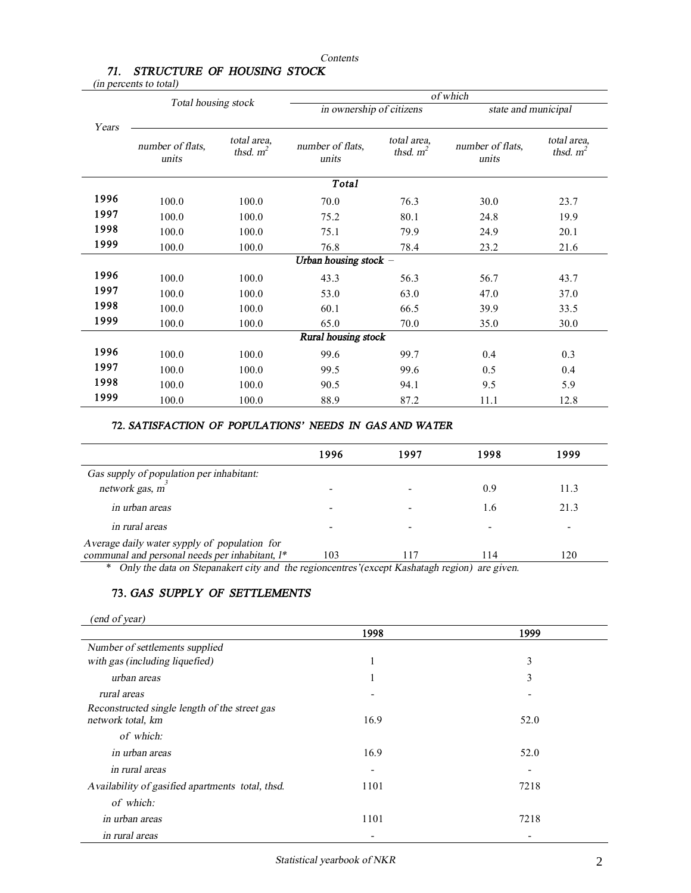*Contents*

### 71. STRUCTURE OF HOUSING STOCK

*(in percents to total)*

| Years | Total housing stock | | of which | | | |
|---|---|---|---|---|---|---|
| | | | in ownership of citizens | | state and municipal | |
| | number of flats, units | total area, thsd. $m^2$ | number of flats, units | total area, thsd. $m^2$ | number of flats, units | total area, thsd. $m^2$ |
| | | | **Total** | | | |
| 1996 | 100.0 | 100.0 | 70.0 | 76.3 | 30.0 | 23.7 |
| 1997 | 100.0 | 100.0 | 75.2 | 80.1 | 24.8 | 19.9 |
| 1998 | 100.0 | 100.0 | 75.1 | 79.9 | 24.9 | 20.1 |
| 1999 | 100.0 | 100.0 | 76.8 | 78.4 | 23.2 | 21.6 |
| | | | *Urban housing stock –* | | | |
| 1996 | 100.0 | 100.0 | 43.3 | 56.3 | 56.7 | 43.7 |
| 1997 | 100.0 | 100.0 | 53.0 | 63.0 | 47.0 | 37.0 |
| 1998 | 100.0 | 100.0 | 60.1 | 66.5 | 39.9 | 33.5 |
| 1999 | 100.0 | 100.0 | 65.0 | 70.0 | 35.0 | 30.0 |
| | | | *Rural housing stock* | | | |
| 1996 | 100.0 | 100.0 | 99.6 | 99.7 | 0.4 | 0.3 |
| 1997 | 100.0 | 100.0 | 99.5 | 99.6 | 0.5 | 0.4 |
| 1998 | 100.0 | 100.0 | 90.5 | 94.1 | 9.5 | 5.9 |
| 1999 | 100.0 | 100.0 | 88.9 | 87.2 | 11.1 | 12.8 |

### 72. SATISFACTION OF POPULATIONS' NEEDS IN GAS AND WATER

| | 1996 | 1997 | 1998 | 1999 |
|---|---|---|---|---|
| *Gas supply of population per inhabitant:* | | | | |
| *network gas, $m^3$* | - | - | 0.9 | 11.3 |
| *in urban areas* | - | - | 1.6 | 21.3 |
| *in rural areas* | - | - | - | - |
| *Average daily water sypply of population for communal and personal needs per inhabitant, l** | 103 | 117 | 114 | 120 |

\* Only the data on Stepanakert city and the regioncentres'(except Kashatagh region) are given.

### 73. GAS SUPPLY OF SETTLEMENTS

*(end of year)*

| | 1998 | 1999 |
|---|---|---|
| *Number of settlements supplied with gas (including liquefied)* | 1 | 3 |
| *urban areas* | 1 | 3 |
| *rural areas* | - | - |
| *Reconstructed single length of the street gas network total, km* | 16.9 | 52.0 |
| *of which:* | | |
| *in urban areas* | 16.9 | 52.0 |
| *in rural areas* | - | - |
| *Availability of gasified apartments total, thsd.* | 1101 | 7218 |
| *of which:* | | |
| *in urban areas* | 1101 | 7218 |
| *in rural areas* | - | - |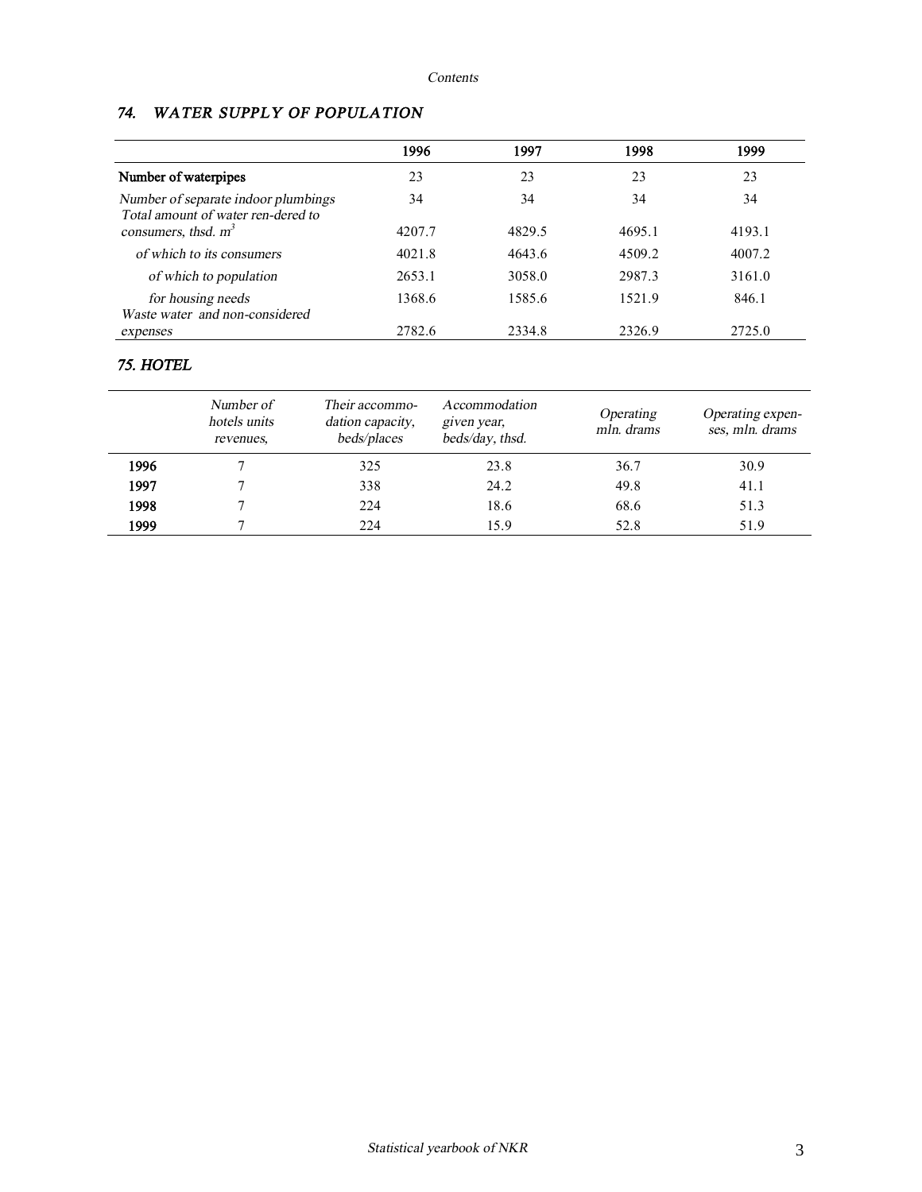*Contents*

## *74. WATER SUPPLY OF POPULATION*

| | 1996 | 1997 | 1998 | 1999 |
|---|---|---|---|---|
| **Number of waterpipes** | 23 | 23 | 23 | 23 |
| *Number of separate indoor plumbings* | 34 | 34 | 34 | 34 |
| *Total amount of water ren-dered to consumers, thsd. $m^3$* | 4207.7 | 4829.5 | 4695.1 | 4193.1 |
| *of which to its consumers* | 4021.8 | 4643.6 | 4509.2 | 4007.2 |
| *of which to population* | 2653.1 | 3058.0 | 2987.3 | 3161.0 |
| *for housing needs* | 1368.6 | 1585.6 | 1521.9 | 846.1 |
| *Waste water and non-considered expenses* | 2782.6 | 2334.8 | 2326.9 | 2725.0 |

## *75. HOTEL*

| | *Number of hotels units revenues,* | *Their accommo-dation capacity, beds/places* | *Accommodation given year, beds/day, thsd.* | *Operating mln. drams* | *Operating expen-ses, mln. drams* |
|---|---|---|---|---|---|
| **1996** | 7 | 325 | 23.8 | 36.7 | 30.9 |
| **1997** | 7 | 338 | 24.2 | 49.8 | 41.1 |
| **1998** | 7 | 224 | 18.6 | 68.6 | 51.3 |
| **1999** | 7 | 224 | 15.9 | 52.8 | 51.9 |